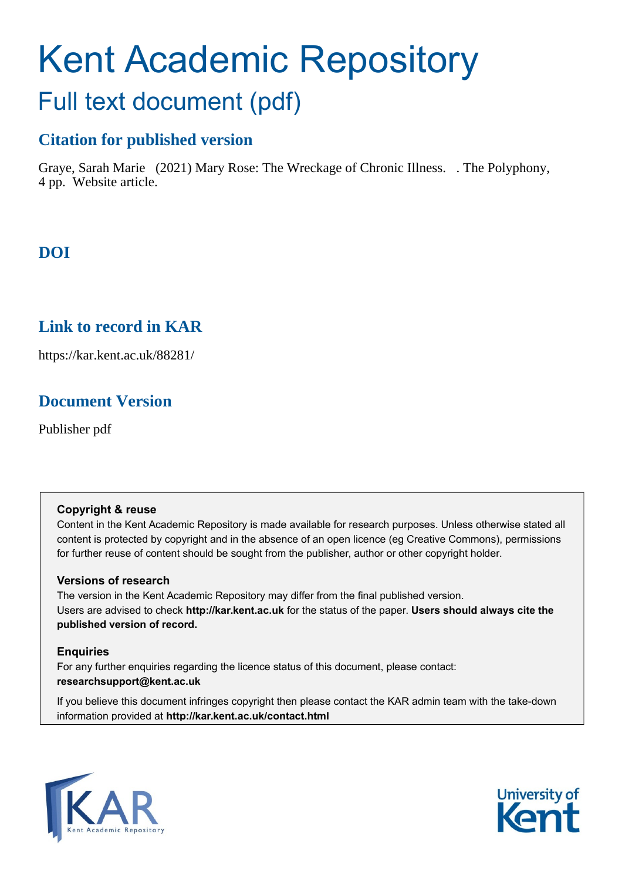# Kent Academic Repository

## Full text document (pdf)

### Citation for published version

Graye, Sarah Marie (2021) Mary Rose: The Wreckage of Chronic Illness. . The Polyphony, 4 pp. Website article.

### DOI

### Link to record in KAR

https://kar.kent.ac.uk/88281/

### Document Version

Publisher pdf

**Copyright & reuse**

Content in the Kent Academic Repository is made available for research purposes. Unless otherwise stated all content is protected by copyright and in the absence of an open licence (eg Creative Commons), permissions for further reuse of content should be sought from the publisher, author or other copyright holder.

**Versions of research**

The version in the Kent Academic Repository may differ from the final published version. Users are advised to check **http://kar.kent.ac.uk** for the status of the paper. **Users should always cite the published version of record.**

**Enquiries**

For any further enquiries regarding the licence status of this document, please contact: **researchsupport@kent.ac.uk**

If you believe this document infringes copyright then please contact the KAR admin team with the take-down information provided at **http://kar.kent.ac.uk/contact.html**

KAR Kent Academic Repository

University of Kent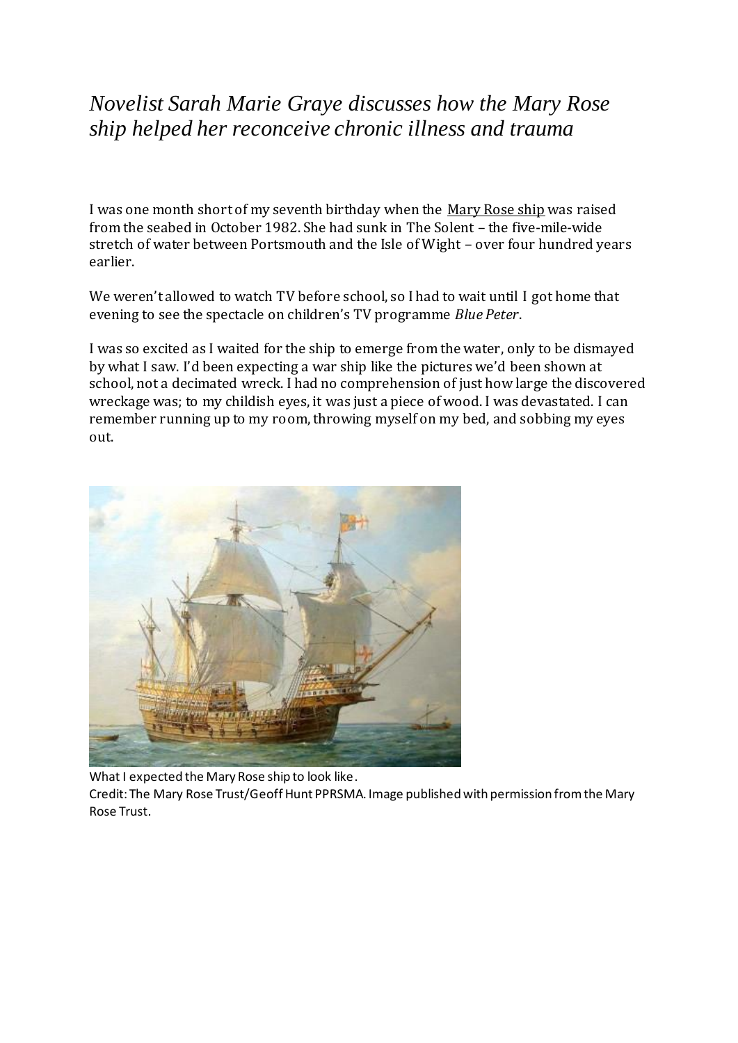*Novelist Sarah Marie Graye discusses how the Mary Rose ship helped her reconceive chronic illness and trauma*

I was one month short of my seventh birthday when the Mary Rose ship was raised from the seabed in October 1982. She had sunk in The Solent – the five-mile-wide stretch of water between Portsmouth and the Isle of Wight – over four hundred years earlier.

We weren't allowed to watch TV before school, so I had to wait until I got home that evening to see the spectacle on children's TV programme *Blue Peter*.

I was so excited as I waited for the ship to emerge from the water, only to be dismayed by what I saw. I'd been expecting a war ship like the pictures we'd been shown at school, not a decimated wreck. I had no comprehension of just how large the discovered wreckage was; to my childish eyes, it was just a piece of wood. I was devastated. I can remember running up to my room, throwing myself on my bed, and sobbing my eyes out.

What I expected the Mary Rose ship to look like.
Credit: The Mary Rose Trust/Geoff Hunt PPRSMA. Image published with permission from the Mary Rose Trust.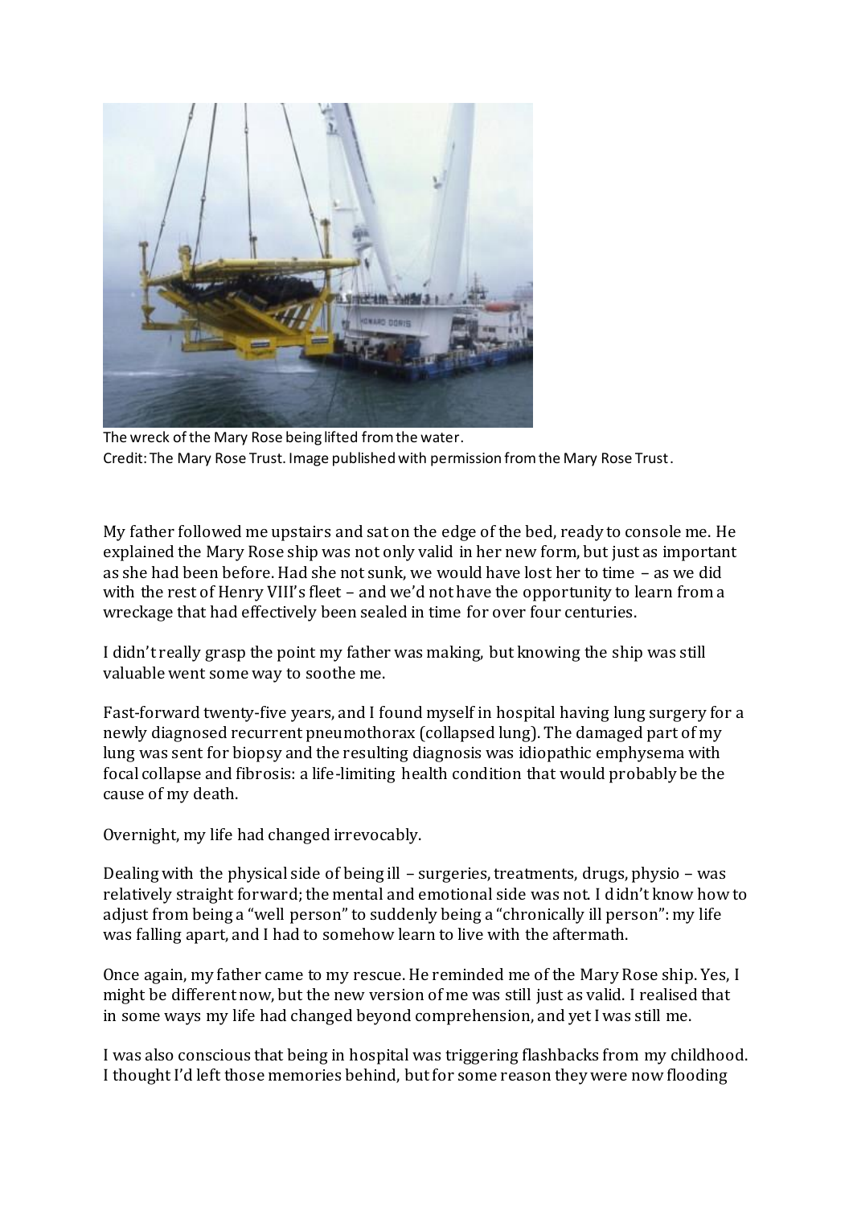The wreck of the Mary Rose being lifted from the water.
Credit: The Mary Rose Trust. Image published with permission from the Mary Rose Trust.

My father followed me upstairs and sat on the edge of the bed, ready to console me. He explained the Mary Rose ship was not only valid in her new form, but just as important as she had been before. Had she not sunk, we would have lost her to time – as we did with the rest of Henry VIII's fleet – and we'd not have the opportunity to learn from a wreckage that had effectively been sealed in time for over four centuries.

I didn't really grasp the point my father was making, but knowing the ship was still valuable went some way to soothe me.

Fast-forward twenty-five years, and I found myself in hospital having lung surgery for a newly diagnosed recurrent pneumothorax (collapsed lung). The damaged part of my lung was sent for biopsy and the resulting diagnosis was idiopathic emphysema with focal collapse and fibrosis: a life-limiting health condition that would probably be the cause of my death.

Overnight, my life had changed irrevocably.

Dealing with the physical side of being ill – surgeries, treatments, drugs, physio – was relatively straight forward; the mental and emotional side was not. I didn't know how to adjust from being a "well person" to suddenly being a "chronically ill person": my life was falling apart, and I had to somehow learn to live with the aftermath.

Once again, my father came to my rescue. He reminded me of the Mary Rose ship. Yes, I might be different now, but the new version of me was still just as valid. I realised that in some ways my life had changed beyond comprehension, and yet I was still me.

I was also conscious that being in hospital was triggering flashbacks from my childhood. I thought I'd left those memories behind, but for some reason they were now flooding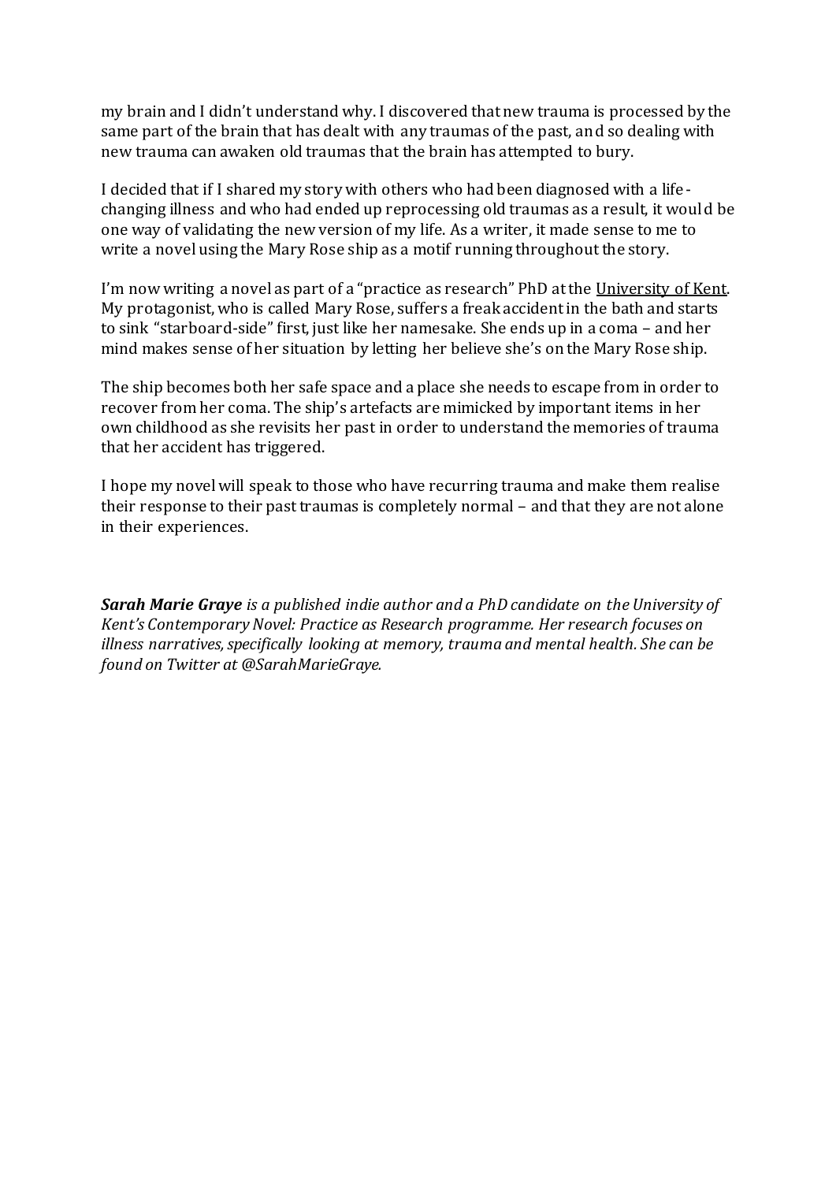my brain and I didn't understand why. I discovered that new trauma is processed by the same part of the brain that has dealt with any traumas of the past, and so dealing with new trauma can awaken old traumas that the brain has attempted to bury.

I decided that if I shared my story with others who had been diagnosed with a life-changing illness and who had ended up reprocessing old traumas as a result, it would be one way of validating the new version of my life. As a writer, it made sense to me to write a novel using the Mary Rose ship as a motif running throughout the story.

I'm now writing a novel as part of a "practice as research" PhD at the University of Kent. My protagonist, who is called Mary Rose, suffers a freak accident in the bath and starts to sink "starboard-side" first, just like her namesake. She ends up in a coma – and her mind makes sense of her situation by letting her believe she's on the Mary Rose ship.

The ship becomes both her safe space and a place she needs to escape from in order to recover from her coma. The ship's artefacts are mimicked by important items in her own childhood as she revisits her past in order to understand the memories of trauma that her accident has triggered.

I hope my novel will speak to those who have recurring trauma and make them realise their response to their past traumas is completely normal – and that they are not alone in their experiences.

***Sarah Marie Graye*** *is a published indie author and a PhD candidate on the University of Kent's Contemporary Novel: Practice as Research programme. Her research focuses on illness narratives, specifically looking at memory, trauma and mental health. She can be found on Twitter at @SarahMarieGraye.*